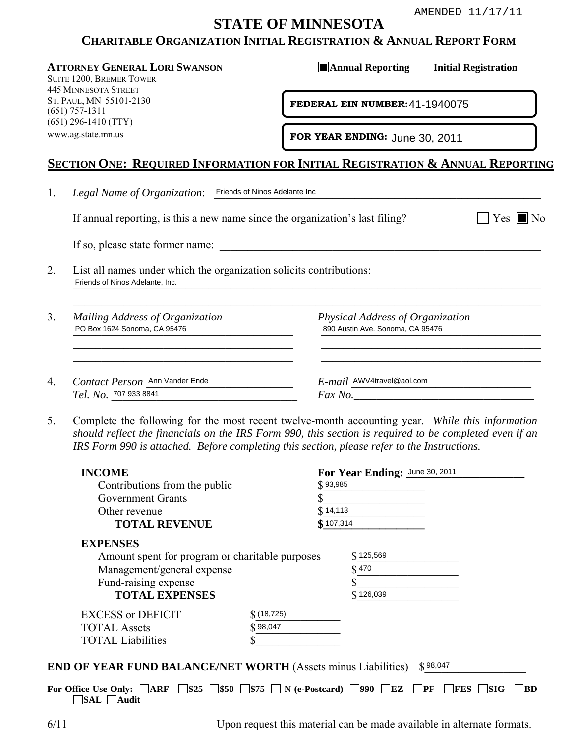AMENDED 11/17/11

# STATE OF MINNESOTA

## CHARITABLE ORGANIZATION INITIAL REGISTRATION & ANNUAL REPORT FORM

**ATTORNEY GENERAL LORI SWANSON**
SUITE 1200, BREMER TOWER
445 MINNESOTA STREET
ST. PAUL, MN 55101-2130
(651) 757-1311
(651) 296-1410 (TTY)
www.ag.state.mn.us

☒ **Annual Reporting** ☐ **Initial Registration**

**FEDERAL EIN NUMBER:** 41-1940075

**FOR YEAR ENDING:** June 30, 2011

## SECTION ONE: REQUIRED INFORMATION FOR INITIAL REGISTRATION & ANNUAL REPORTING

1. *Legal Name of Organization*: Friends of Ninos Adelante Inc

   If annual reporting, is this a new name since the organization's last filing? ☐ Yes ☒ No

   If so, please state former name: ______________________

2. List all names under which the organization solicits contributions:
   Friends of Ninos Adelante, Inc.

3. *Mailing Address of Organization*
   PO Box 1624 Sonoma, CA 95476

   *Physical Address of Organization*
   890 Austin Ave. Sonoma, CA 95476

4. *Contact Person* Ann Vander Ende
   *Tel. No.* 707 933 8841

   *E-mail* AWV4travel@aol.com
   *Fax No.* ______________________

5. Complete the following for the most recent twelve-month accounting year. *While this information should reflect the financials on the IRS Form 990, this section is required to be completed even if an IRS Form 990 is attached. Before completing this section, please refer to the Instructions.*

| **INCOME** | **For Year Ending:** June 30, 2011 |
|---|---|
| Contributions from the public | $ 93,985 |
| Government Grants | $ |
| Other revenue | $ 14,113 |
| **TOTAL REVENUE** | **$** 107,314 |

| **EXPENSES** | |
|---|---|
| Amount spent for program or charitable purposes | $ 125,569 |
| Management/general expense | $ 470 |
| Fund-raising expense | $ |
| **TOTAL EXPENSES** | $ 126,039 |

| | |
|---|---|
| EXCESS or DEFICIT | $ (18,725) |
| TOTAL Assets | $ 98,047 |
| TOTAL Liabilities | $ |

**END OF YEAR FUND BALANCE/NET WORTH** (Assets minus Liabilities) $ 98,047

**For Office Use Only:** ☐ **ARF** ☐ **$25** ☐ **$50** ☐ **$75** ☐ **N (e-Postcard)** ☐ **990** ☐ **EZ** ☐ **PF** ☐ **FES** ☐ **SIG** ☐ **BD** ☐ **SAL** ☐ **Audit**

6/11 Upon request this material can be made available in alternate formats.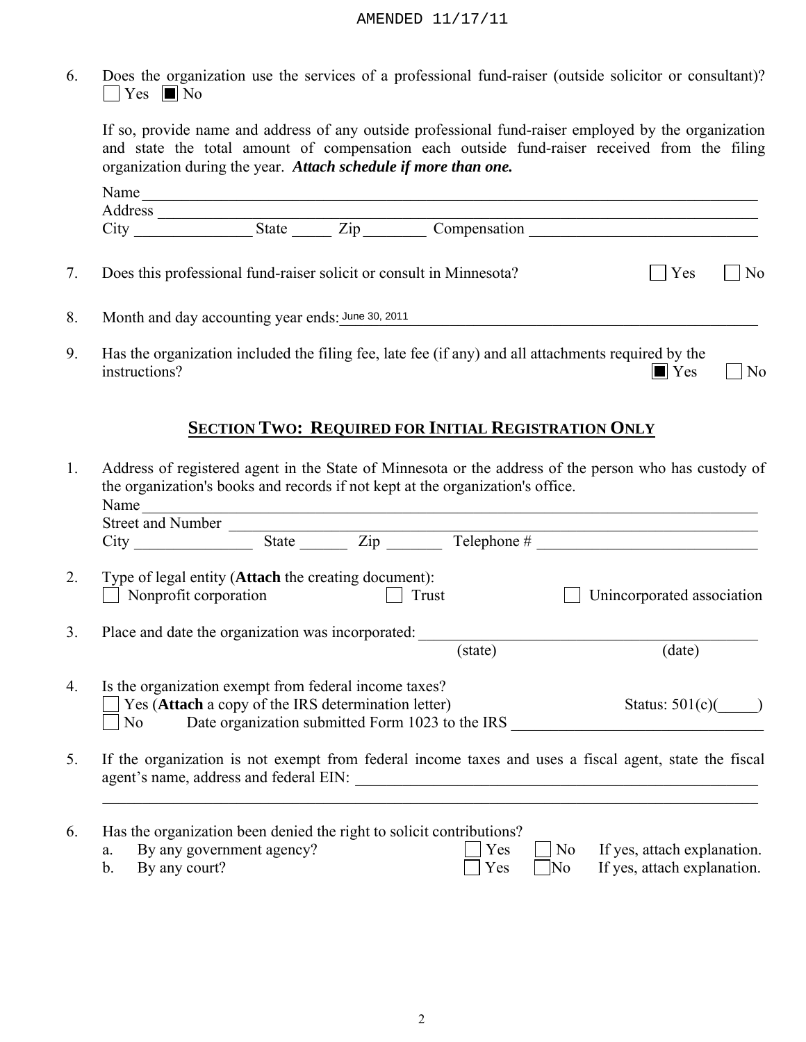AMENDED 11/17/11

6. Does the organization use the services of a professional fund-raiser (outside solicitor or consultant)?
☐ Yes ■ No

   If so, provide name and address of any outside professional fund-raiser employed by the organization and state the total amount of compensation each outside fund-raiser received from the filing organization during the year. ***Attach schedule if more than one.***

   Name ______________________________
   Address ______________________________
   City ____________ State _____ Zip ________ Compensation ______________________

7. Does this professional fund-raiser solicit or consult in Minnesota? ☐ Yes ☐ No

8. Month and day accounting year ends: June 30, 2011

9. Has the organization included the filing fee, late fee (if any) and all attachments required by the instructions? ■ Yes ☐ No

## SECTION TWO: REQUIRED FOR INITIAL REGISTRATION ONLY

1. Address of registered agent in the State of Minnesota or the address of the person who has custody of the organization's books and records if not kept at the organization's office.
   Name ______________________________
   Street and Number ______________________________
   City ____________ State ______ Zip _______ Telephone # ______________________

2. Type of legal entity (**Attach** the creating document):
   ☐ Nonprofit corporation ☐ Trust ☐ Unincorporated association

3. Place and date the organization was incorporated: ____________ (state) ____________ (date)

4. Is the organization exempt from federal income taxes?
   ☐ Yes (**Attach** a copy of the IRS determination letter) Status: 501(c)(_____)
   ☐ No Date organization submitted Form 1023 to the IRS ______________________

5. If the organization is not exempt from federal income taxes and uses a fiscal agent, state the fiscal agent's name, address and federal EIN: ______________________________

6. Has the organization been denied the right to solicit contributions?
   a. By any government agency? ☐ Yes ☐ No If yes, attach explanation.
   b. By any court? ☐ Yes ☐ No If yes, attach explanation.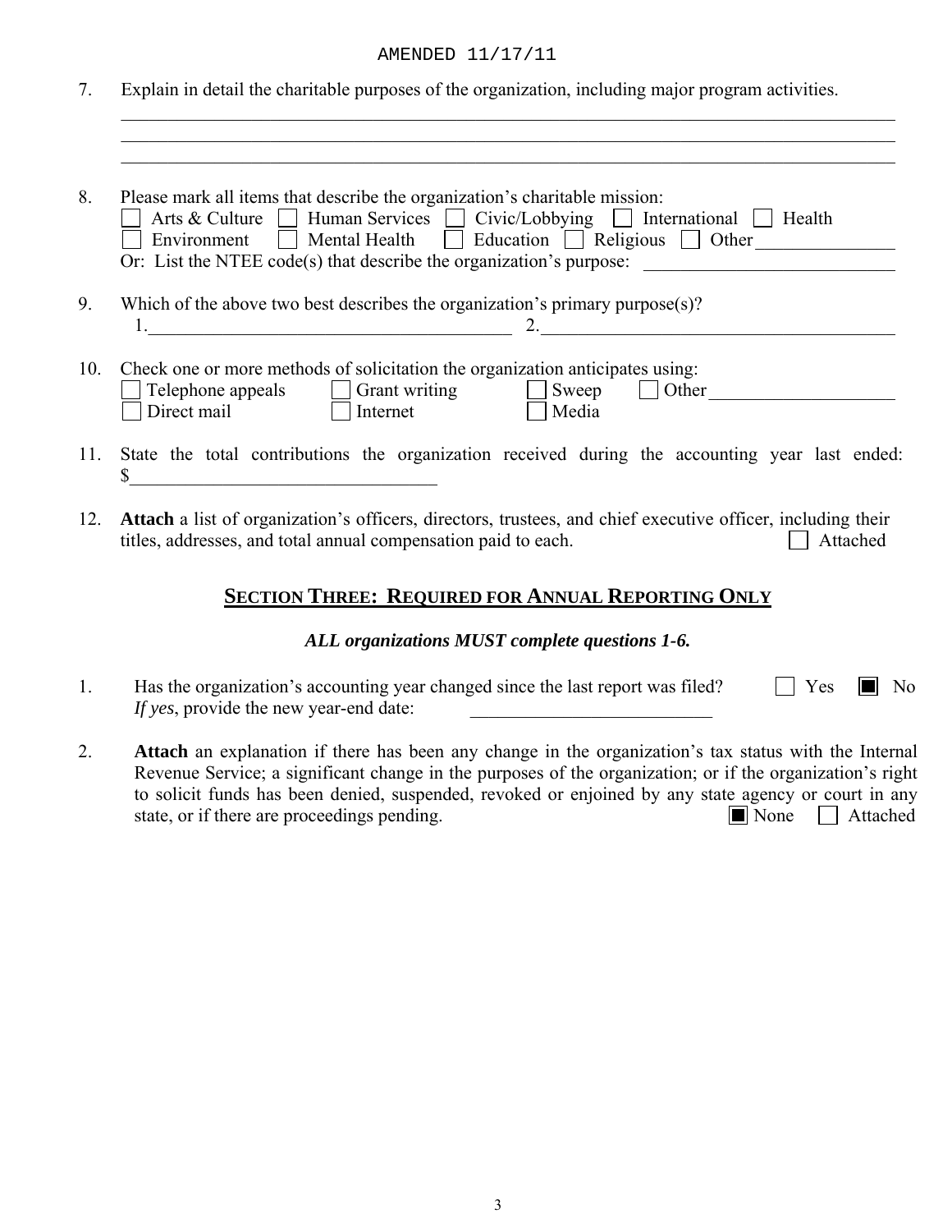AMENDED 11/17/11

7. Explain in detail the charitable purposes of the organization, including major program activities.

_______________________________________________________________________________
_______________________________________________________________________________
_______________________________________________________________________________

8. Please mark all items that describe the organization's charitable mission:
   ☐ Arts & Culture ☐ Human Services ☐ Civic/Lobbying ☐ International ☐ Health
   ☐ Environment ☐ Mental Health ☐ Education ☐ Religious ☐ Other_______________
   Or: List the NTEE code(s) that describe the organization's purpose: ___________________________

9. Which of the above two best describes the organization's primary purpose(s)?
   1.________________________________________ 2.________________________________________

10. Check one or more methods of solicitation the organization anticipates using:
    ☐ Telephone appeals ☐ Grant writing ☐ Sweep ☐ Other____________________
    ☐ Direct mail ☐ Internet ☐ Media

11. State the total contributions the organization received during the accounting year last ended: $_________________________________

12. **Attach** a list of organization's officers, directors, trustees, and chief executive officer, including their titles, addresses, and total annual compensation paid to each. ☐ Attached

## SECTION THREE: REQUIRED FOR ANNUAL REPORTING ONLY

***ALL organizations MUST complete questions 1-6.***

1. Has the organization's accounting year changed since the last report was filed? ☐ Yes ☒ No
   *If yes*, provide the new year-end date: ___________________________

2. **Attach** an explanation if there has been any change in the organization's tax status with the Internal Revenue Service; a significant change in the purposes of the organization; or if the organization's right to solicit funds has been denied, suspended, revoked or enjoined by any state agency or court in any state, or if there are proceedings pending. ☒ None ☐ Attached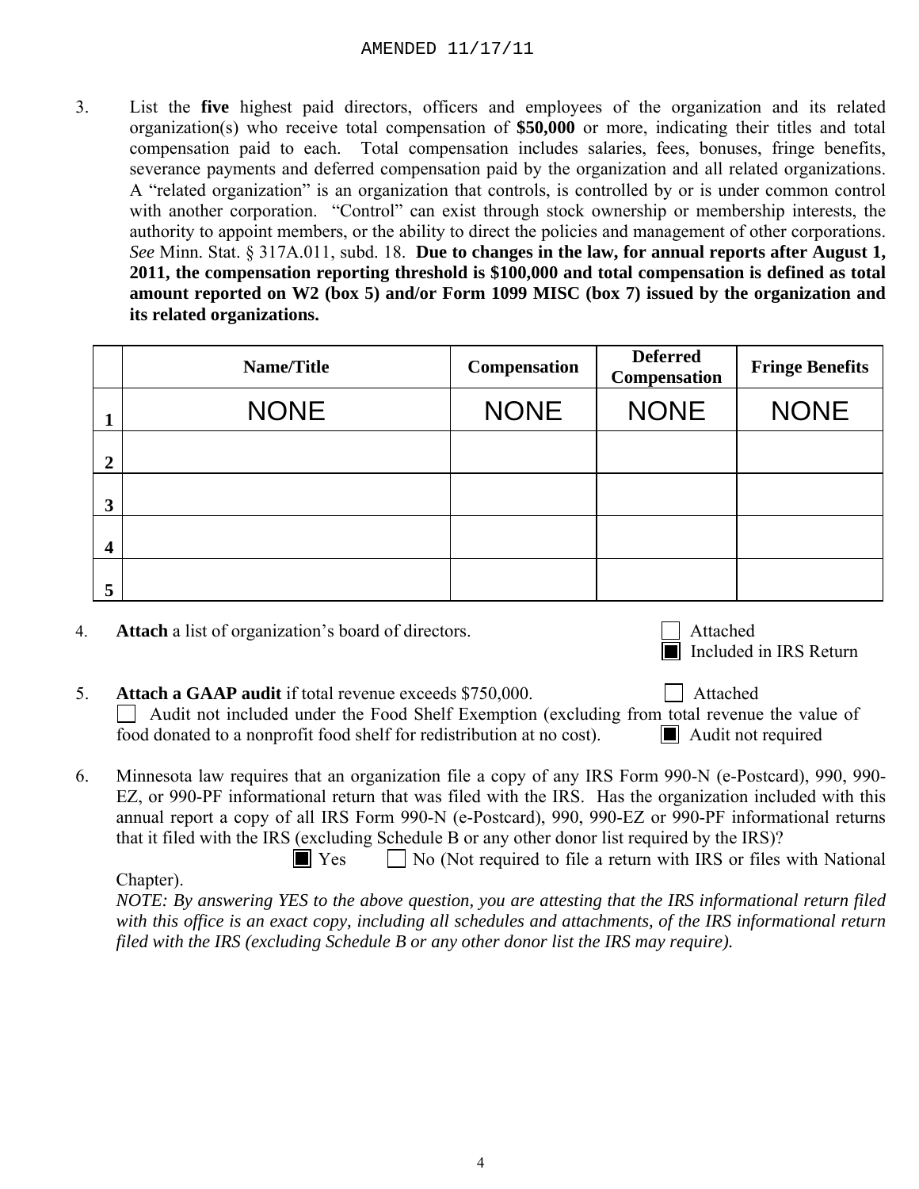AMENDED 11/17/11

3. List the **five** highest paid directors, officers and employees of the organization and its related organization(s) who receive total compensation of **$50,000** or more, indicating their titles and total compensation paid to each. Total compensation includes salaries, fees, bonuses, fringe benefits, severance payments and deferred compensation paid by the organization and all related organizations. A "related organization" is an organization that controls, is controlled by or is under common control with another corporation. "Control" can exist through stock ownership or membership interests, the authority to appoint members, or the ability to direct the policies and management of other corporations. *See* Minn. Stat. § 317A.011, subd. 18. **Due to changes in the law, for annual reports after August 1, 2011, the compensation reporting threshold is $100,000 and total compensation is defined as total amount reported on W2 (box 5) and/or Form 1099 MISC (box 7) issued by the organization and its related organizations.**

| | Name/Title | Compensation | Deferred Compensation | Fringe Benefits |
|---|---|---|---|---|
| 1 | NONE | NONE | NONE | NONE |
| 2 | | | | |
| 3 | | | | |
| 4 | | | | |
| 5 | | | | |

4. **Attach** a list of organization's board of directors.
   ☐ Attached
   ☒ Included in IRS Return

5. **Attach a GAAP audit** if total revenue exceeds $750,000. ☐ Attached
   ☐ Audit not included under the Food Shelf Exemption (excluding from total revenue the value of food donated to a nonprofit food shelf for redistribution at no cost). ☒ Audit not required

6. Minnesota law requires that an organization file a copy of any IRS Form 990-N (e-Postcard), 990, 990-EZ, or 990-PF informational return that was filed with the IRS. Has the organization included with this annual report a copy of all IRS Form 990-N (e-Postcard), 990, 990-EZ or 990-PF informational returns that it filed with the IRS (excluding Schedule B or any other donor list required by the IRS)?
   ☒ Yes ☐ No (Not required to file a return with IRS or files with National Chapter).

   *NOTE: By answering YES to the above question, you are attesting that the IRS informational return filed with this office is an exact copy, including all schedules and attachments, of the IRS informational return filed with the IRS (excluding Schedule B or any other donor list the IRS may require).*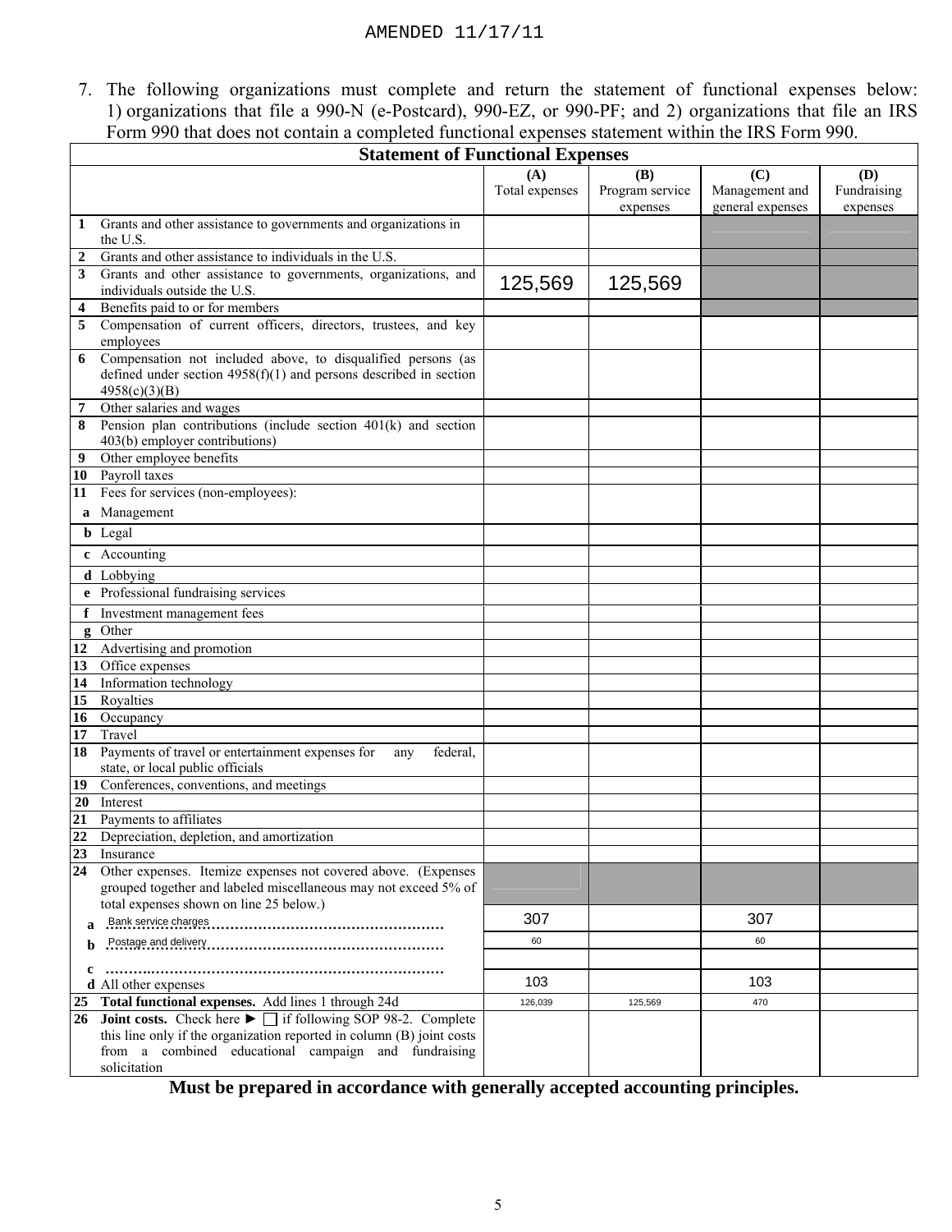AMENDED 11/17/11

7. The following organizations must complete and return the statement of functional expenses below: 1) organizations that file a 990-N (e-Postcard), 990-EZ, or 990-PF; and 2) organizations that file an IRS Form 990 that does not contain a completed functional expenses statement within the IRS Form 990.

**Statement of Functional Expenses**

| | | (A) Total expenses | (B) Program service expenses | (C) Management and general expenses | (D) Fundraising expenses |
|---|---|---|---|---|---|
| 1 | Grants and other assistance to governments and organizations in the U.S. | | | | |
| 2 | Grants and other assistance to individuals in the U.S. | | | | |
| 3 | Grants and other assistance to governments, organizations, and individuals outside the U.S. | 125,569 | 125,569 | | |
| 4 | Benefits paid to or for members | | | | |
| 5 | Compensation of current officers, directors, trustees, and key employees | | | | |
| 6 | Compensation not included above, to disqualified persons (as defined under section 4958(f)(1) and persons described in section 4958(c)(3)(B) | | | | |
| 7 | Other salaries and wages | | | | |
| 8 | Pension plan contributions (include section 401(k) and section 403(b) employer contributions) | | | | |
| 9 | Other employee benefits | | | | |
| 10 | Payroll taxes | | | | |
| 11 | Fees for services (non-employees): | | | | |
| a | Management | | | | |
| b | Legal | | | | |
| c | Accounting | | | | |
| d | Lobbying | | | | |
| e | Professional fundraising services | | | | |
| f | Investment management fees | | | | |
| g | Other | | | | |
| 12 | Advertising and promotion | | | | |
| 13 | Office expenses | | | | |
| 14 | Information technology | | | | |
| 15 | Royalties | | | | |
| 16 | Occupancy | | | | |
| 17 | Travel | | | | |
| 18 | Payments of travel or entertainment expenses for any federal, state, or local public officials | | | | |
| 19 | Conferences, conventions, and meetings | | | | |
| 20 | Interest | | | | |
| 21 | Payments to affiliates | | | | |
| 22 | Depreciation, depletion, and amortization | | | | |
| 23 | Insurance | | | | |
| 24 | Other expenses. Itemize expenses not covered above. (Expenses grouped together and labeled miscellaneous may not exceed 5% of total expenses shown on line 25 below.) | | | | |
| a | Bank service charges | 307 | | 307 | |
| b | Postage and delivery | 60 | | 60 | |
| c | | | | | |
| d | All other expenses | 103 | | 103 | |
| 25 | **Total functional expenses.** Add lines 1 through 24d | 126,039 | 125,569 | 470 | |
| 26 | **Joint costs.** Check here ► ☐ if following SOP 98-2. Complete this line only if the organization reported in column (B) joint costs from a combined educational campaign and fundraising solicitation | | | | |

**Must be prepared in accordance with generally accepted accounting principles.**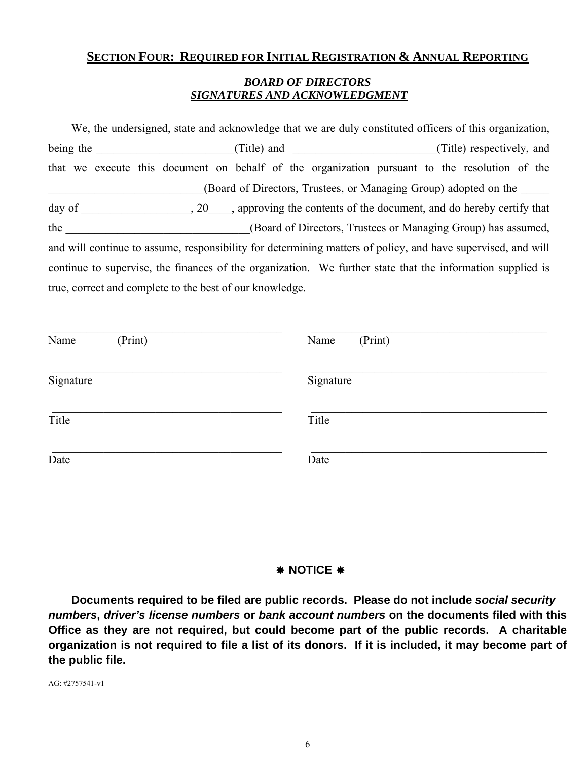## SECTION FOUR: REQUIRED FOR INITIAL REGISTRATION & ANNUAL REPORTING

***BOARD OF DIRECTORS***
***SIGNATURES AND ACKNOWLEDGMENT***

We, the undersigned, state and acknowledge that we are duly constituted officers of this organization, being the ________________________(Title) and ________________________(Title) respectively, and that we execute this document on behalf of the organization pursuant to the resolution of the ___________________________(Board of Directors, Trustees, or Managing Group) adopted on the _____ day of ___________________, 20____, approving the contents of the document, and do hereby certify that the ________________________________(Board of Directors, Trustees or Managing Group) has assumed, and will continue to assume, responsibility for determining matters of policy, and have supervised, and will continue to supervise, the finances of the organization. We further state that the information supplied is true, correct and complete to the best of our knowledge.

| | |
|---|---|
| ________________________________________ | ________________________________________ |
| Name (Print) | Name (Print) |
| ________________________________________ | ________________________________________ |
| Signature | Signature |
| ________________________________________ | ________________________________________ |
| Title | Title |
| ________________________________________ | ________________________________________ |
| Date | Date |

**✸ NOTICE ✸**

**Documents required to be filed are public records. Please do not include *social security numbers*, *driver's license numbers* or *bank account numbers* on the documents filed with this Office as they are not required, but could become part of the public records. A charitable organization is not required to file a list of its donors. If it is included, it may become part of the public file.**

AG: #2757541-v1